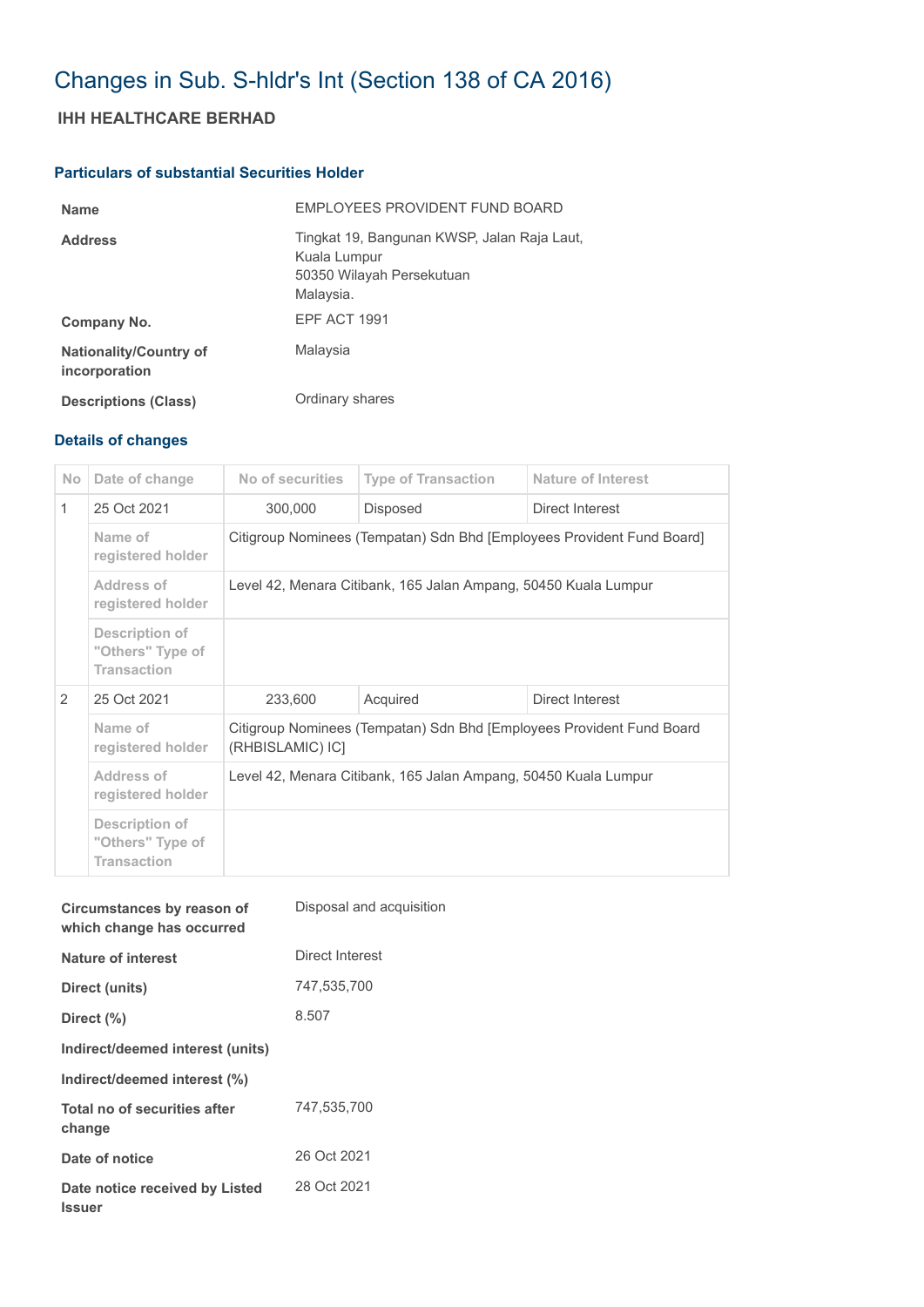# Changes in Sub. S-hldr's Int (Section 138 of CA 2016)

## IHH HEALTHCARE BERHAD

### Particulars of substantial Securities Holder

| | |
|---|---|
| **Name** | EMPLOYEES PROVIDENT FUND BOARD |
| **Address** | Tingkat 19, Bangunan KWSP, Jalan Raja Laut,<br>Kuala Lumpur<br>50350 Wilayah Persekutuan<br>Malaysia. |
| **Company No.** | EPF ACT 1991 |
| **Nationality/Country of incorporation** | Malaysia |
| **Descriptions (Class)** | Ordinary shares |

### Details of changes

| No | Date of change | No of securities | Type of Transaction | Nature of Interest |
|---|---|---|---|---|
| 1 | 25 Oct 2021 | 300,000 | Disposed | Direct Interest |
| | Name of registered holder | Citigroup Nominees (Tempatan) Sdn Bhd [Employees Provident Fund Board] | | |
| | Address of registered holder | Level 42, Menara Citibank, 165 Jalan Ampang, 50450 Kuala Lumpur | | |
| | Description of "Others" Type of Transaction | | | |
| 2 | 25 Oct 2021 | 233,600 | Acquired | Direct Interest |
| | Name of registered holder | Citigroup Nominees (Tempatan) Sdn Bhd [Employees Provident Fund Board (RHBISLAMIC) IC] | | |
| | Address of registered holder | Level 42, Menara Citibank, 165 Jalan Ampang, 50450 Kuala Lumpur | | |
| | Description of "Others" Type of Transaction | | | |

| | |
|---|---|
| **Circumstances by reason of which change has occurred** | Disposal and acquisition |
| **Nature of interest** | Direct Interest |
| **Direct (units)** | 747,535,700 |
| **Direct (%)** | 8.507 |
| **Indirect/deemed interest (units)** | |
| **Indirect/deemed interest (%)** | |
| **Total no of securities after change** | 747,535,700 |
| **Date of notice** | 26 Oct 2021 |
| **Date notice received by Listed Issuer** | 28 Oct 2021 |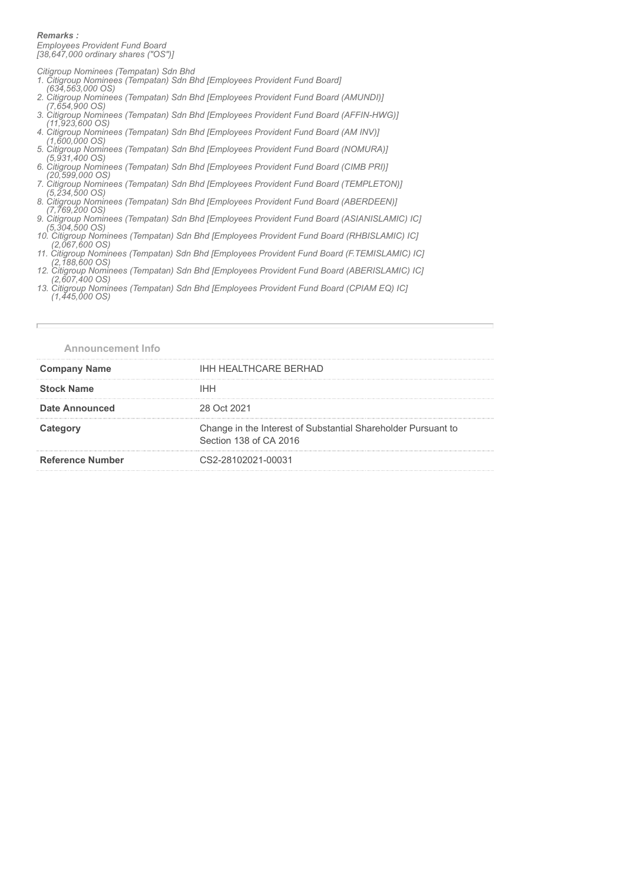***Remarks :***

*Employees Provident Fund Board*
*[38,647,000 ordinary shares ("OS")]*

*Citigroup Nominees (Tempatan) Sdn Bhd*

1. *Citigroup Nominees (Tempatan) Sdn Bhd [Employees Provident Fund Board] (634,563,000 OS)*
2. *Citigroup Nominees (Tempatan) Sdn Bhd [Employees Provident Fund Board (AMUNDI)] (7,654,900 OS)*
3. *Citigroup Nominees (Tempatan) Sdn Bhd [Employees Provident Fund Board (AFFIN-HWG)] (11,923,600 OS)*
4. *Citigroup Nominees (Tempatan) Sdn Bhd [Employees Provident Fund Board (AM INV)] (1,600,000 OS)*
5. *Citigroup Nominees (Tempatan) Sdn Bhd [Employees Provident Fund Board (NOMURA)] (5,931,400 OS)*
6. *Citigroup Nominees (Tempatan) Sdn Bhd [Employees Provident Fund Board (CIMB PRI)] (20,599,000 OS)*
7. *Citigroup Nominees (Tempatan) Sdn Bhd [Employees Provident Fund Board (TEMPLETON)] (5,234,500 OS)*
8. *Citigroup Nominees (Tempatan) Sdn Bhd [Employees Provident Fund Board (ABERDEEN)] (7,769,200 OS)*
9. *Citigroup Nominees (Tempatan) Sdn Bhd [Employees Provident Fund Board (ASIANISLAMIC) IC] (5,304,500 OS)*
10. *Citigroup Nominees (Tempatan) Sdn Bhd [Employees Provident Fund Board (RHBISLAMIC) IC] (2,067,600 OS)*
11. *Citigroup Nominees (Tempatan) Sdn Bhd [Employees Provident Fund Board (F.TEMISLAMIC) IC] (2,188,600 OS)*
12. *Citigroup Nominees (Tempatan) Sdn Bhd [Employees Provident Fund Board (ABERISLAMIC) IC] (2,607,400 OS)*
13. *Citigroup Nominees (Tempatan) Sdn Bhd [Employees Provident Fund Board (CPIAM EQ) IC] (1,445,000 OS)*

### Announcement Info

| | |
|---|---|
| **Company Name** | IHH HEALTHCARE BERHAD |
| **Stock Name** | IHH |
| **Date Announced** | 28 Oct 2021 |
| **Category** | Change in the Interest of Substantial Shareholder Pursuant to Section 138 of CA 2016 |
| **Reference Number** | CS2-28102021-00031 |